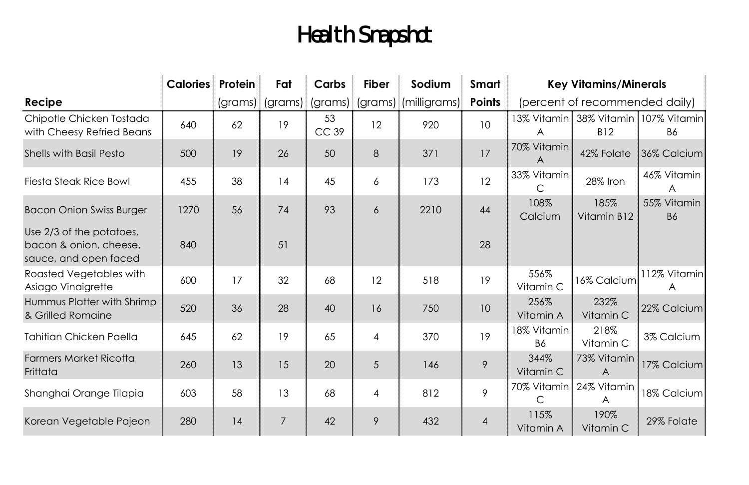# Health Snapshot

| Recipe | Calories | Protein (grams) | Fat (grams) | Carbs (grams) | Fiber (grams) | Sodium (milligrams) | Smart Points | Key Vitamins/Minerals (percent of recommended daily) | | |
|---|---|---|---|---|---|---|---|---|---|---|
| Chipotle Chicken Tostada with Cheesy Refried Beans | 640 | 62 | 19 | 53 CC 39 | 12 | 920 | 10 | 13% Vitamin A | 38% Vitamin B12 | 107% Vitamin B6 |
| Shells with Basil Pesto | 500 | 19 | 26 | 50 | 8 | 371 | 17 | 70% Vitamin A | 42% Folate | 36% Calcium |
| Fiesta Steak Rice Bowl | 455 | 38 | 14 | 45 | 6 | 173 | 12 | 33% Vitamin C | 28% Iron | 46% Vitamin A |
| Bacon Onion Swiss Burger | 1270 | 56 | 74 | 93 | 6 | 2210 | 44 | 108% Calcium | 185% Vitamin B12 | 55% Vitamin B6 |
| Use 2/3 of the potatoes, bacon & onion, cheese, sauce, and open faced | 840 | | 51 | | | | 28 | | | |
| Roasted Vegetables with Asiago Vinaigrette | 600 | 17 | 32 | 68 | 12 | 518 | 19 | 556% Vitamin C | 16% Calcium | 112% Vitamin A |
| Hummus Platter with Shrimp & Grilled Romaine | 520 | 36 | 28 | 40 | 16 | 750 | 10 | 256% Vitamin A | 232% Vitamin C | 22% Calcium |
| Tahitian Chicken Paella | 645 | 62 | 19 | 65 | 4 | 370 | 19 | 18% Vitamin B6 | 218% Vitamin C | 3% Calcium |
| Farmers Market Ricotta Frittata | 260 | 13 | 15 | 20 | 5 | 146 | 9 | 344% Vitamin C | 73% Vitamin A | 17% Calcium |
| Shanghai Orange Tilapia | 603 | 58 | 13 | 68 | 4 | 812 | 9 | 70% Vitamin C | 24% Vitamin A | 18% Calcium |
| Korean Vegetable Pajeon | 280 | 14 | 7 | 42 | 9 | 432 | 4 | 115% Vitamin A | 190% Vitamin C | 29% Folate |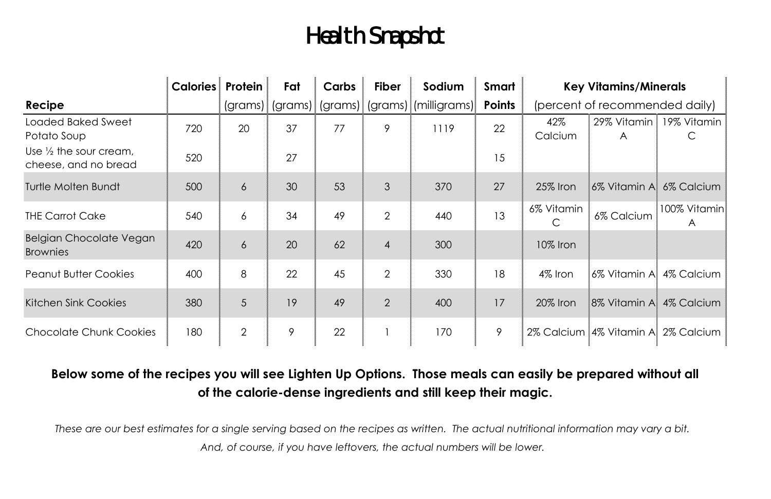# Health Snapshot

| Recipe | Calories | Protein (grams) | Fat (grams) | Carbs (grams) | Fiber (grams) | Sodium (milligrams) | Smart Points | Key Vitamins/Minerals (percent of recommended daily) | | |
|---|---|---|---|---|---|---|---|---|---|---|
| Loaded Baked Sweet Potato Soup | 720 | 20 | 37 | 77 | 9 | 1119 | 22 | 42% Calcium | 29% Vitamin A | 19% Vitamin C |
| Use ½ the sour cream, cheese, and no bread | 520 | | 27 | | | | 15 | | | |
| Turtle Molten Bundt | 500 | 6 | 30 | 53 | 3 | 370 | 27 | 25% Iron | 6% Vitamin A | 6% Calcium |
| THE Carrot Cake | 540 | 6 | 34 | 49 | 2 | 440 | 13 | 6% Vitamin C | 6% Calcium | 100% Vitamin A |
| Belgian Chocolate Vegan Brownies | 420 | 6 | 20 | 62 | 4 | 300 | | 10% Iron | | |
| Peanut Butter Cookies | 400 | 8 | 22 | 45 | 2 | 330 | 18 | 4% Iron | 6% Vitamin A | 4% Calcium |
| Kitchen Sink Cookies | 380 | 5 | 19 | 49 | 2 | 400 | 17 | 20% Iron | 8% Vitamin A | 4% Calcium |
| Chocolate Chunk Cookies | 180 | 2 | 9 | 22 | 1 | 170 | 9 | 2% Calcium | 4% Vitamin A | 2% Calcium |

**Below some of the recipes you will see Lighten Up Options. Those meals can easily be prepared without all of the calorie-dense ingredients and still keep their magic.**

*These are our best estimates for a single serving based on the recipes as written. The actual nutritional information may vary a bit. And, of course, if you have leftovers, the actual numbers will be lower.*